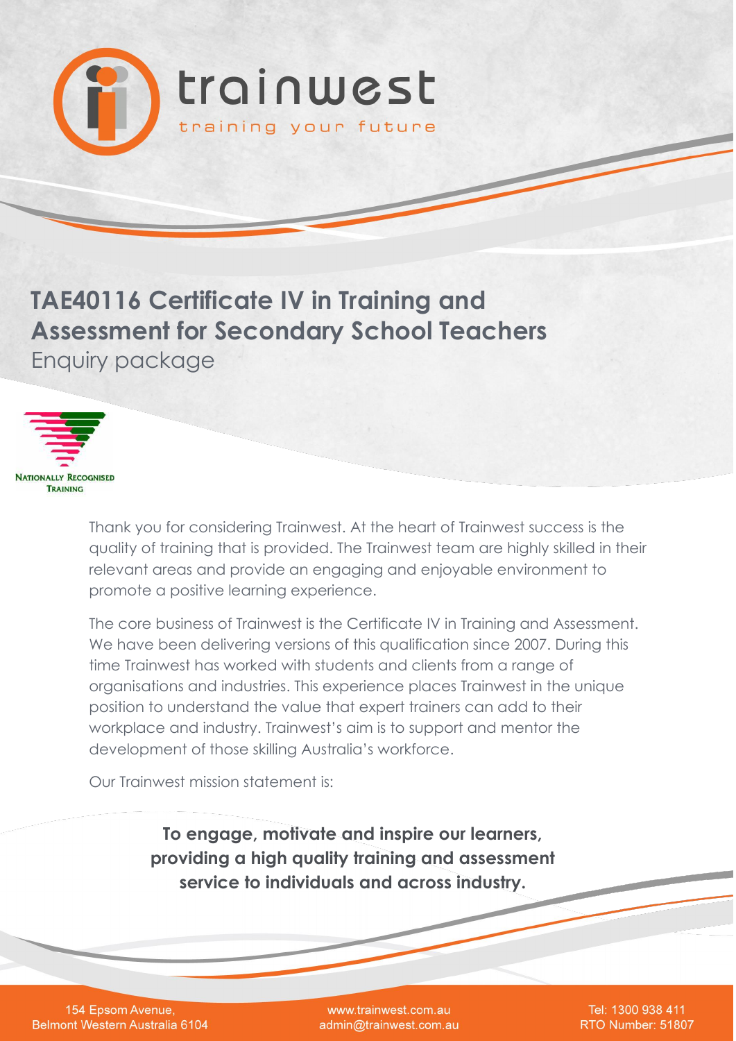trainwest

training your future

# TAE40116 Certificate IV in Training and Assessment for Secondary School Teachers

Enquiry package

Nationally Recognised Training

Thank you for considering Trainwest. At the heart of Trainwest success is the quality of training that is provided. The Trainwest team are highly skilled in their relevant areas and provide an engaging and enjoyable environment to promote a positive learning experience.

The core business of Trainwest is the Certificate IV in Training and Assessment. We have been delivering versions of this qualification since 2007. During this time Trainwest has worked with students and clients from a range of organisations and industries. This experience places Trainwest in the unique position to understand the value that expert trainers can add to their workplace and industry. Trainwest's aim is to support and mentor the development of those skilling Australia's workforce.

Our Trainwest mission statement is:

**To engage, motivate and inspire our learners, providing a high quality training and assessment service to individuals and across industry.**

154 Epsom Avenue,
Belmont Western Australia 6104

www.trainwest.com.au
admin@trainwest.com.au

Tel: 1300 938 411
RTO Number: 51807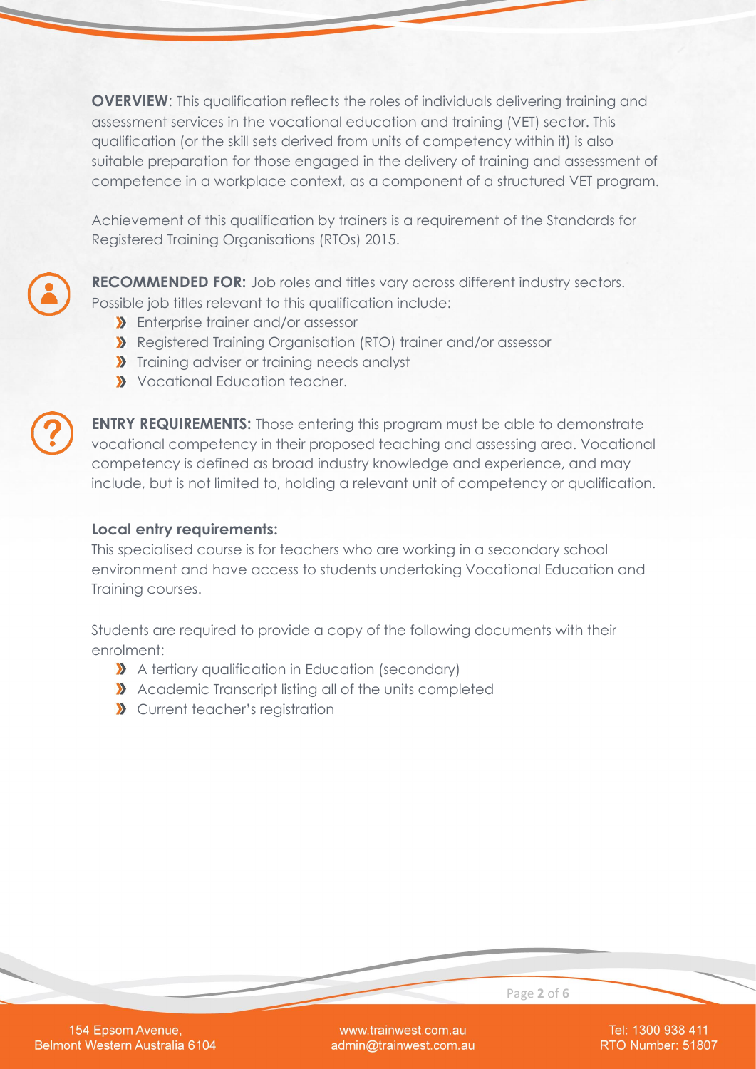**OVERVIEW**: This qualification reflects the roles of individuals delivering training and assessment services in the vocational education and training (VET) sector. This qualification (or the skill sets derived from units of competency within it) is also suitable preparation for those engaged in the delivery of training and assessment of competence in a workplace context, as a component of a structured VET program.

Achievement of this qualification by trainers is a requirement of the Standards for Registered Training Organisations (RTOs) 2015.

**RECOMMENDED FOR:** Job roles and titles vary across different industry sectors. Possible job titles relevant to this qualification include:

- Enterprise trainer and/or assessor
- Registered Training Organisation (RTO) trainer and/or assessor
- Training adviser or training needs analyst
- Vocational Education teacher.

**ENTRY REQUIREMENTS:** Those entering this program must be able to demonstrate vocational competency in their proposed teaching and assessing area. Vocational competency is defined as broad industry knowledge and experience, and may include, but is not limited to, holding a relevant unit of competency or qualification.

**Local entry requirements:**

This specialised course is for teachers who are working in a secondary school environment and have access to students undertaking Vocational Education and Training courses.

Students are required to provide a copy of the following documents with their enrolment:

- A tertiary qualification in Education (secondary)
- Academic Transcript listing all of the units completed
- Current teacher's registration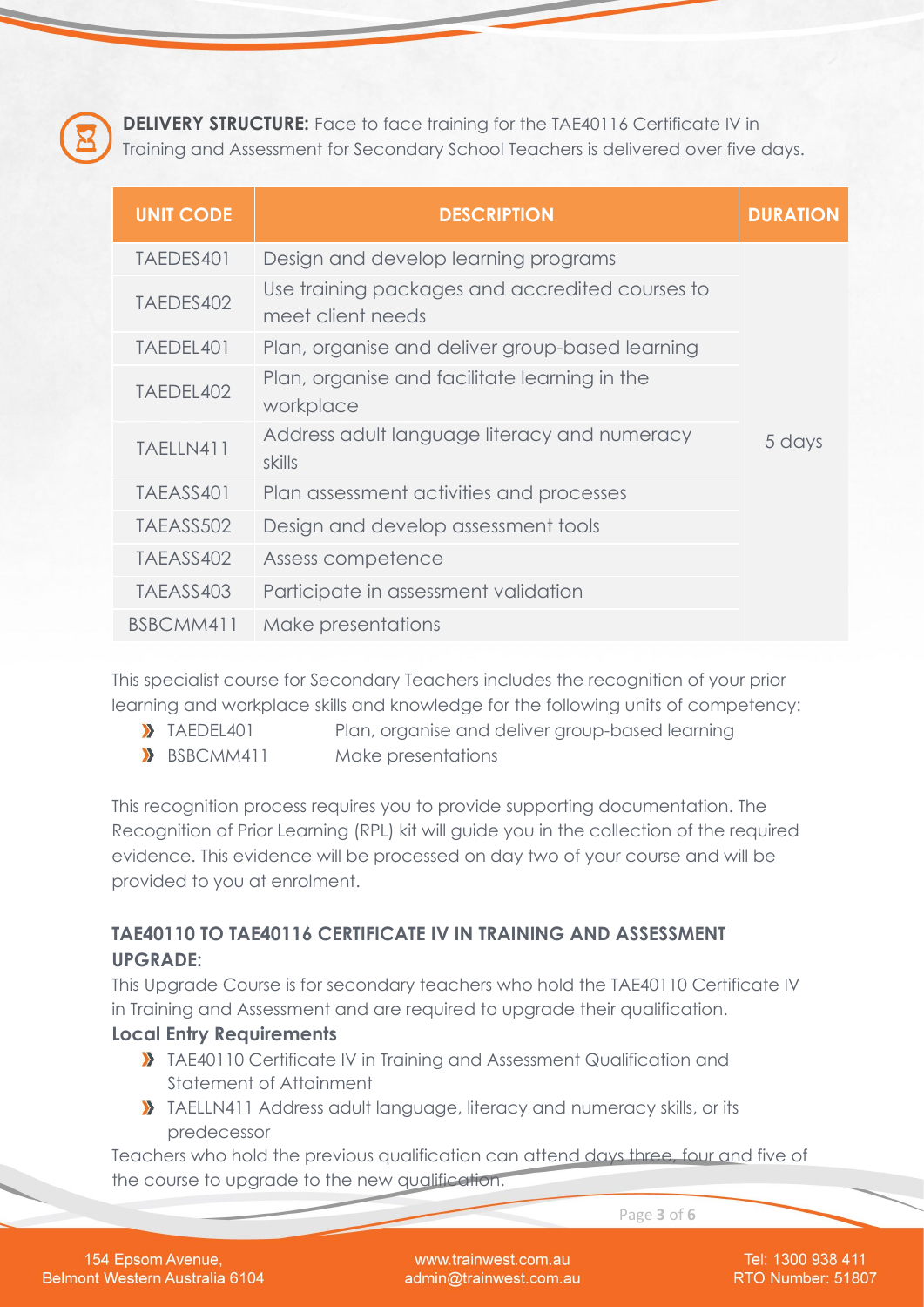**DELIVERY STRUCTURE:** Face to face training for the TAE40116 Certificate IV in Training and Assessment for Secondary School Teachers is delivered over five days.

| UNIT CODE | DESCRIPTION | DURATION |
|---|---|---|
| TAEDES401 | Design and develop learning programs | 5 days |
| TAEDES402 | Use training packages and accredited courses to meet client needs | |
| TAEDEL401 | Plan, organise and deliver group-based learning | |
| TAEDEL402 | Plan, organise and facilitate learning in the workplace | |
| TAELLN411 | Address adult language literacy and numeracy skills | |
| TAEASS401 | Plan assessment activities and processes | |
| TAEASS502 | Design and develop assessment tools | |
| TAEASS402 | Assess competence | |
| TAEASS403 | Participate in assessment validation | |
| BSBCMM411 | Make presentations | |

This specialist course for Secondary Teachers includes the recognition of your prior learning and workplace skills and knowledge for the following units of competency:

- TAEDEL401 Plan, organise and deliver group-based learning
- BSBCMM411 Make presentations

This recognition process requires you to provide supporting documentation. The Recognition of Prior Learning (RPL) kit will guide you in the collection of the required evidence. This evidence will be processed on day two of your course and will be provided to you at enrolment.

**TAE40110 TO TAE40116 CERTIFICATE IV IN TRAINING AND ASSESSMENT UPGRADE:**

This Upgrade Course is for secondary teachers who hold the TAE40110 Certificate IV in Training and Assessment and are required to upgrade their qualification.

**Local Entry Requirements**

- TAE40110 Certificate IV in Training and Assessment Qualification and Statement of Attainment
- TAELLN411 Address adult language, literacy and numeracy skills, or its predecessor

Teachers who hold the previous qualification can attend days three, four and five of the course to upgrade to the new qualification.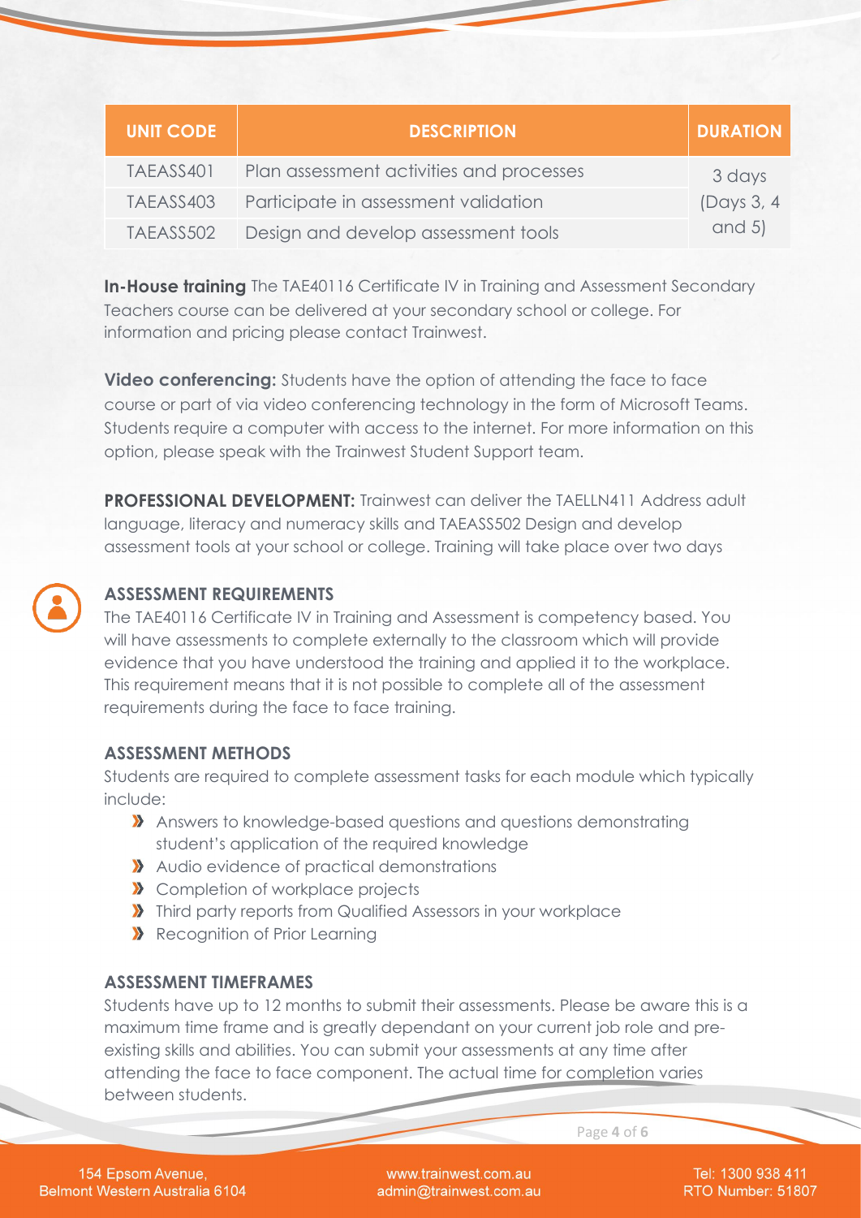| UNIT CODE | DESCRIPTION | DURATION |
| --- | --- | --- |
| TAEASS401 | Plan assessment activities and processes | 3 days (Days 3, 4 and 5) |
| TAEASS403 | Participate in assessment validation | |
| TAEASS502 | Design and develop assessment tools | |

**In-House training** The TAE40116 Certificate IV in Training and Assessment Secondary Teachers course can be delivered at your secondary school or college. For information and pricing please contact Trainwest.

**Video conferencing:** Students have the option of attending the face to face course or part of via video conferencing technology in the form of Microsoft Teams. Students require a computer with access to the internet. For more information on this option, please speak with the Trainwest Student Support team.

**PROFESSIONAL DEVELOPMENT:** Trainwest can deliver the TAELLN411 Address adult language, literacy and numeracy skills and TAEASS502 Design and develop assessment tools at your school or college. Training will take place over two days

## ASSESSMENT REQUIREMENTS

The TAE40116 Certificate IV in Training and Assessment is competency based. You will have assessments to complete externally to the classroom which will provide evidence that you have understood the training and applied it to the workplace. This requirement means that it is not possible to complete all of the assessment requirements during the face to face training.

## ASSESSMENT METHODS

Students are required to complete assessment tasks for each module which typically include:

- Answers to knowledge-based questions and questions demonstrating student's application of the required knowledge
- Audio evidence of practical demonstrations
- Completion of workplace projects
- Third party reports from Qualified Assessors in your workplace
- Recognition of Prior Learning

## ASSESSMENT TIMEFRAMES

Students have up to 12 months to submit their assessments. Please be aware this is a maximum time frame and is greatly dependant on your current job role and pre-existing skills and abilities. You can submit your assessments at any time after attending the face to face component. The actual time for completion varies between students.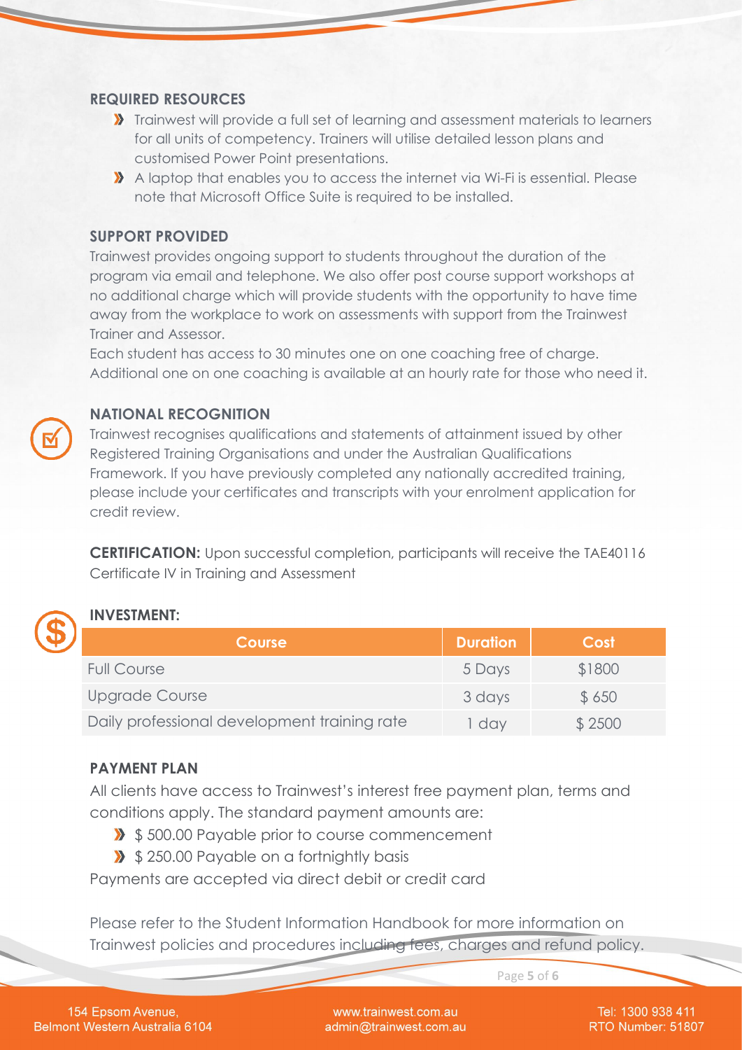## REQUIRED RESOURCES

- Trainwest will provide a full set of learning and assessment materials to learners for all units of competency. Trainers will utilise detailed lesson plans and customised Power Point presentations.
- A laptop that enables you to access the internet via Wi-Fi is essential. Please note that Microsoft Office Suite is required to be installed.

## SUPPORT PROVIDED

Trainwest provides ongoing support to students throughout the duration of the program via email and telephone. We also offer post course support workshops at no additional charge which will provide students with the opportunity to have time away from the workplace to work on assessments with support from the Trainwest Trainer and Assessor.

Each student has access to 30 minutes one on one coaching free of charge. Additional one on one coaching is available at an hourly rate for those who need it.

## NATIONAL RECOGNITION

Trainwest recognises qualifications and statements of attainment issued by other Registered Training Organisations and under the Australian Qualifications Framework. If you have previously completed any nationally accredited training, please include your certificates and transcripts with your enrolment application for credit review.

**CERTIFICATION:** Upon successful completion, participants will receive the TAE40116 Certificate IV in Training and Assessment

## INVESTMENT:

| Course | Duration | Cost |
|---|---|---|
| Full Course | 5 Days | $1800 |
| Upgrade Course | 3 days | $ 650 |
| Daily professional development training rate | 1 day | $ 2500 |

## PAYMENT PLAN

All clients have access to Trainwest's interest free payment plan, terms and conditions apply. The standard payment amounts are:

- $ 500.00 Payable prior to course commencement
- $ 250.00 Payable on a fortnightly basis

Payments are accepted via direct debit or credit card

Please refer to the Student Information Handbook for more information on Trainwest policies and procedures including fees, charges and refund policy.

154 Epsom Avenue, Belmont Western Australia 6104 | www.trainwest.com.au | admin@trainwest.com.au | Tel: 1300 938 411 | RTO Number: 51807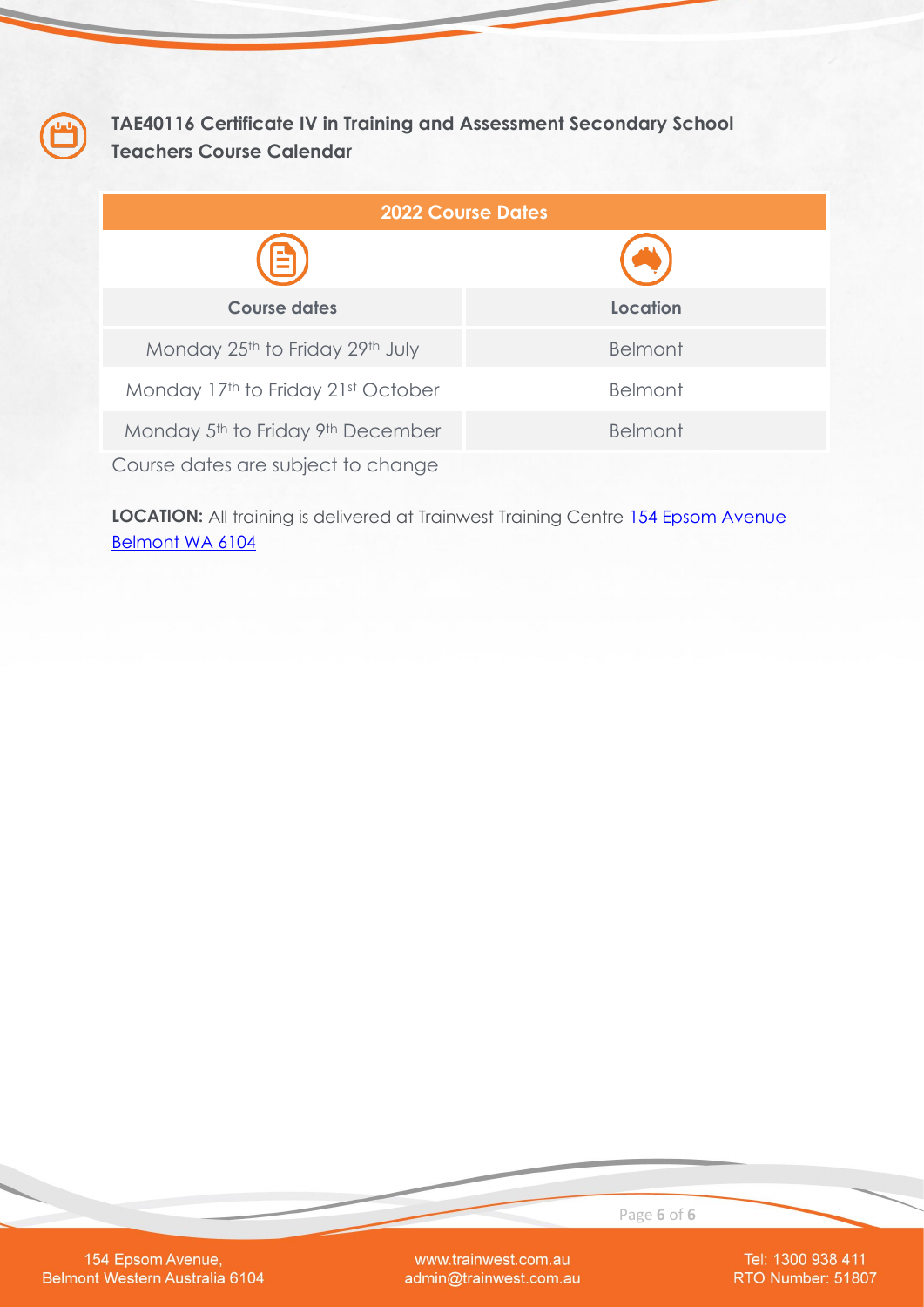## TAE40116 Certificate IV in Training and Assessment Secondary School Teachers Course Calendar

| 2022 Course Dates | |
|---|---|
| **Course dates** | **Location** |
| Monday 25th to Friday 29th July | Belmont |
| Monday 17th to Friday 21st October | Belmont |
| Monday 5th to Friday 9th December | Belmont |

Course dates are subject to change

**LOCATION:** All training is delivered at Trainwest Training Centre 154 Epsom Avenue Belmont WA 6104